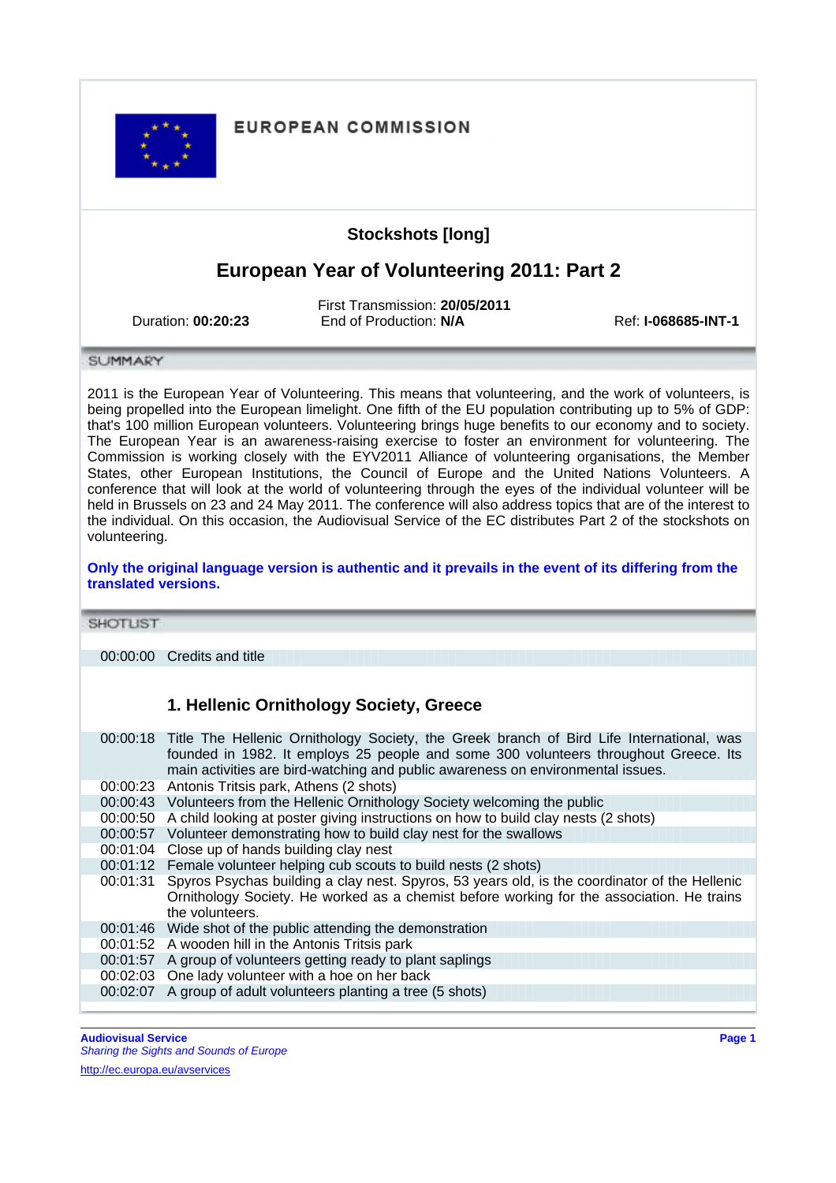EUROPEAN COMMISSION

## Stockshots [long]

# European Year of Volunteering 2011: Part 2

Duration: **00:20:23**

First Transmission: **20/05/2011**
End of Production: **N/A**

Ref: **I-068685-INT-1**

### SUMMARY

2011 is the European Year of Volunteering. This means that volunteering, and the work of volunteers, is being propelled into the European limelight. One fifth of the EU population contributing up to 5% of GDP: that's 100 million European volunteers. Volunteering brings huge benefits to our economy and to society. The European Year is an awareness-raising exercise to foster an environment for volunteering. The Commission is working closely with the EYV2011 Alliance of volunteering organisations, the Member States, other European Institutions, the Council of Europe and the United Nations Volunteers. A conference that will look at the world of volunteering through the eyes of the individual volunteer will be held in Brussels on 23 and 24 May 2011. The conference will also address topics that are of the interest to the individual. On this occasion, the Audiovisual Service of the EC distributes Part 2 of the stockshots on volunteering.

**Only the original language version is authentic and it prevails in the event of its differing from the translated versions.**

### SHOTLIST

00:00:00 Credits and title

#### 1. Hellenic Ornithology Society, Greece

| | |
|---|---|
| 00:00:18 | Title The Hellenic Ornithology Society, the Greek branch of Bird Life International, was founded in 1982. It employs 25 people and some 300 volunteers throughout Greece. Its main activities are bird-watching and public awareness on environmental issues. |
| 00:00:23 | Antonis Tritsis park, Athens (2 shots) |
| 00:00:43 | Volunteers from the Hellenic Ornithology Society welcoming the public |
| 00:00:50 | A child looking at poster giving instructions on how to build clay nests (2 shots) |
| 00:00:57 | Volunteer demonstrating how to build clay nest for the swallows |
| 00:01:04 | Close up of hands building clay nest |
| 00:01:12 | Female volunteer helping cub scouts to build nests (2 shots) |
| 00:01:31 | Spyros Psychas building a clay nest. Spyros, 53 years old, is the coordinator of the Hellenic Ornithology Society. He worked as a chemist before working for the association. He trains the volunteers. |
| 00:01:46 | Wide shot of the public attending the demonstration |
| 00:01:52 | A wooden hill in the Antonis Tritsis park |
| 00:01:57 | A group of volunteers getting ready to plant saplings |
| 00:02:03 | One lady volunteer with a hoe on her back |
| 00:02:07 | A group of adult volunteers planting a tree (5 shots) |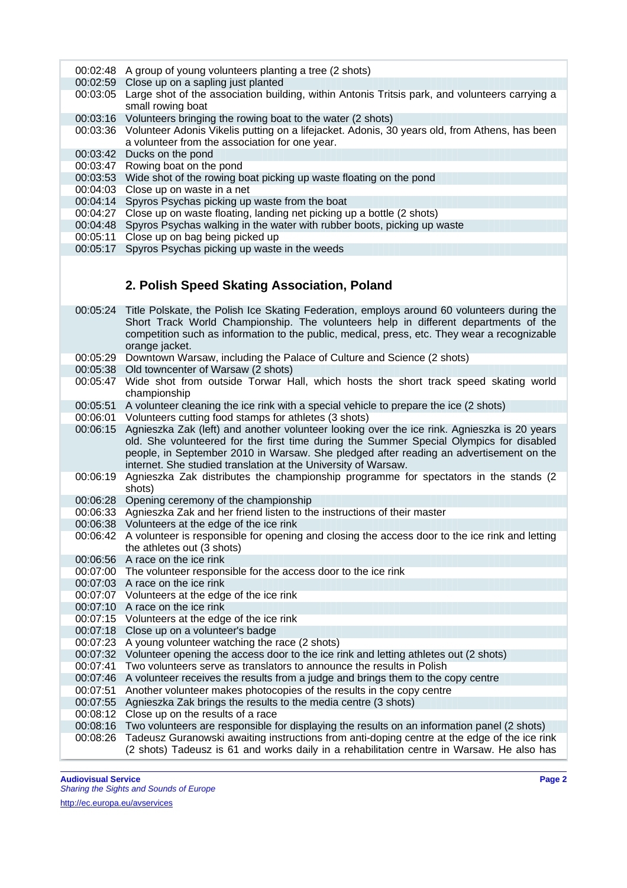| | |
|---|---|
| 00:02:48 | A group of young volunteers planting a tree (2 shots) |
| 00:02:59 | Close up on a sapling just planted |
| 00:03:05 | Large shot of the association building, within Antonis Tritsis park, and volunteers carrying a small rowing boat |
| 00:03:16 | Volunteers bringing the rowing boat to the water (2 shots) |
| 00:03:36 | Volunteer Adonis Vikelis putting on a lifejacket. Adonis, 30 years old, from Athens, has been a volunteer from the association for one year. |
| 00:03:42 | Ducks on the pond |
| 00:03:47 | Rowing boat on the pond |
| 00:03:53 | Wide shot of the rowing boat picking up waste floating on the pond |
| 00:04:03 | Close up on waste in a net |
| 00:04:14 | Spyros Psychas picking up waste from the boat |
| 00:04:27 | Close up on waste floating, landing net picking up a bottle (2 shots) |
| 00:04:48 | Spyros Psychas walking in the water with rubber boots, picking up waste |
| 00:05:11 | Close up on bag being picked up |
| 00:05:17 | Spyros Psychas picking up waste in the weeds |

## 2. Polish Speed Skating Association, Poland

| | |
|---|---|
| 00:05:24 | Title Polskate, the Polish Ice Skating Federation, employs around 60 volunteers during the Short Track World Championship. The volunteers help in different departments of the competition such as information to the public, medical, press, etc. They wear a recognizable orange jacket. |
| 00:05:29 | Downtown Warsaw, including the Palace of Culture and Science (2 shots) |
| 00:05:38 | Old towncenter of Warsaw (2 shots) |
| 00:05:47 | Wide shot from outside Torwar Hall, which hosts the short track speed skating world championship |
| 00:05:51 | A volunteer cleaning the ice rink with a special vehicle to prepare the ice (2 shots) |
| 00:06:01 | Volunteers cutting food stamps for athletes (3 shots) |
| 00:06:15 | Agnieszka Zak (left) and another volunteer looking over the ice rink. Agnieszka is 20 years old. She volunteered for the first time during the Summer Special Olympics for disabled people, in September 2010 in Warsaw. She pledged after reading an advertisement on the internet. She studied translation at the University of Warsaw. |
| 00:06:19 | Agnieszka Zak distributes the championship programme for spectators in the stands (2 shots) |
| 00:06:28 | Opening ceremony of the championship |
| 00:06:33 | Agnieszka Zak and her friend listen to the instructions of their master |
| 00:06:38 | Volunteers at the edge of the ice rink |
| 00:06:42 | A volunteer is responsible for opening and closing the access door to the ice rink and letting the athletes out (3 shots) |
| 00:06:56 | A race on the ice rink |
| 00:07:00 | The volunteer responsible for the access door to the ice rink |
| 00:07:03 | A race on the ice rink |
| 00:07:07 | Volunteers at the edge of the ice rink |
| 00:07:10 | A race on the ice rink |
| 00:07:15 | Volunteers at the edge of the ice rink |
| 00:07:18 | Close up on a volunteer's badge |
| 00:07:23 | A young volunteer watching the race (2 shots) |
| 00:07:32 | Volunteer opening the access door to the ice rink and letting athletes out (2 shots) |
| 00:07:41 | Two volunteers serve as translators to announce the results in Polish |
| 00:07:46 | A volunteer receives the results from a judge and brings them to the copy centre |
| 00:07:51 | Another volunteer makes photocopies of the results in the copy centre |
| 00:07:55 | Agnieszka Zak brings the results to the media centre (3 shots) |
| 00:08:12 | Close up on the results of a race |
| 00:08:16 | Two volunteers are responsible for displaying the results on an information panel (2 shots) |
| 00:08:26 | Tadeusz Guranowski awaiting instructions from anti-doping centre at the edge of the ice rink (2 shots) Tadeusz is 61 and works daily in a rehabilitation centre in Warsaw. He also has |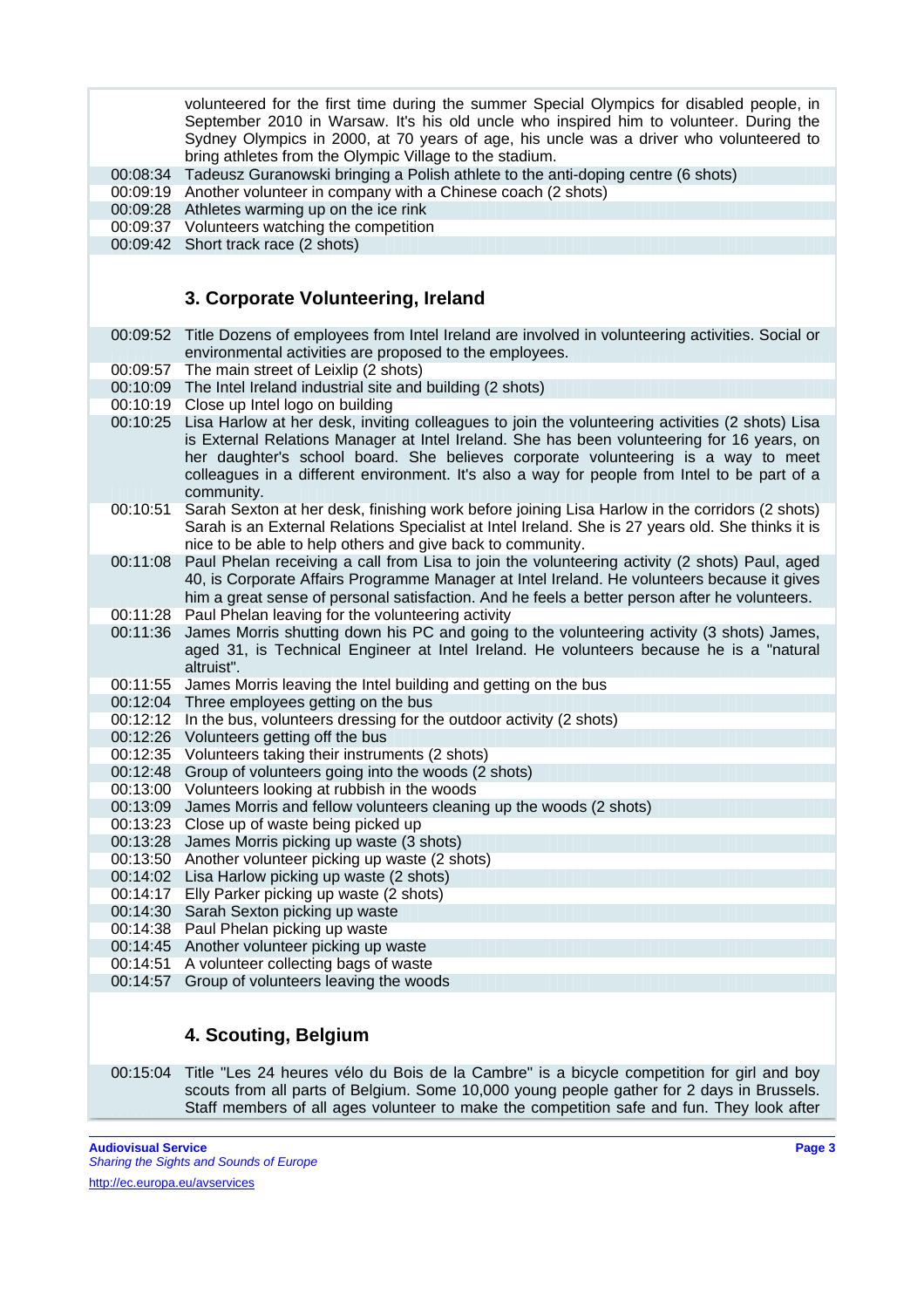| | |
|---|---|
| | volunteered for the first time during the summer Special Olympics for disabled people, in September 2010 in Warsaw. It's his old uncle who inspired him to volunteer. During the Sydney Olympics in 2000, at 70 years of age, his uncle was a driver who volunteered to bring athletes from the Olympic Village to the stadium. |
| 00:08:34 | Tadeusz Guranowski bringing a Polish athlete to the anti-doping centre (6 shots) |
| 00:09:19 | Another volunteer in company with a Chinese coach (2 shots) |
| 00:09:28 | Athletes warming up on the ice rink |
| 00:09:37 | Volunteers watching the competition |
| 00:09:42 | Short track race (2 shots) |

### 3. Corporate Volunteering, Ireland

| | |
|---|---|
| 00:09:52 | Title Dozens of employees from Intel Ireland are involved in volunteering activities. Social or environmental activities are proposed to the employees. |
| 00:09:57 | The main street of Leixlip (2 shots) |
| 00:10:09 | The Intel Ireland industrial site and building (2 shots) |
| 00:10:19 | Close up Intel logo on building |
| 00:10:25 | Lisa Harlow at her desk, inviting colleagues to join the volunteering activities (2 shots) Lisa is External Relations Manager at Intel Ireland. She has been volunteering for 16 years, on her daughter's school board. She believes corporate volunteering is a way to meet colleagues in a different environment. It's also a way for people from Intel to be part of a community. |
| 00:10:51 | Sarah Sexton at her desk, finishing work before joining Lisa Harlow in the corridors (2 shots) Sarah is an External Relations Specialist at Intel Ireland. She is 27 years old. She thinks it is nice to be able to help others and give back to community. |
| 00:11:08 | Paul Phelan receiving a call from Lisa to join the volunteering activity (2 shots) Paul, aged 40, is Corporate Affairs Programme Manager at Intel Ireland. He volunteers because it gives him a great sense of personal satisfaction. And he feels a better person after he volunteers. |
| 00:11:28 | Paul Phelan leaving for the volunteering activity |
| 00:11:36 | James Morris shutting down his PC and going to the volunteering activity (3 shots) James, aged 31, is Technical Engineer at Intel Ireland. He volunteers because he is a "natural altruist". |
| 00:11:55 | James Morris leaving the Intel building and getting on the bus |
| 00:12:04 | Three employees getting on the bus |
| 00:12:12 | In the bus, volunteers dressing for the outdoor activity (2 shots) |
| 00:12:26 | Volunteers getting off the bus |
| 00:12:35 | Volunteers taking their instruments (2 shots) |
| 00:12:48 | Group of volunteers going into the woods (2 shots) |
| 00:13:00 | Volunteers looking at rubbish in the woods |
| 00:13:09 | James Morris and fellow volunteers cleaning up the woods (2 shots) |
| 00:13:23 | Close up of waste being picked up |
| 00:13:28 | James Morris picking up waste (3 shots) |
| 00:13:50 | Another volunteer picking up waste (2 shots) |
| 00:14:02 | Lisa Harlow picking up waste (2 shots) |
| 00:14:17 | Elly Parker picking up waste (2 shots) |
| 00:14:30 | Sarah Sexton picking up waste |
| 00:14:38 | Paul Phelan picking up waste |
| 00:14:45 | Another volunteer picking up waste |
| 00:14:51 | A volunteer collecting bags of waste |
| 00:14:57 | Group of volunteers leaving the woods |

### 4. Scouting, Belgium

| | |
|---|---|
| 00:15:04 | Title "Les 24 heures vélo du Bois de la Cambre" is a bicycle competition for girl and boy scouts from all parts of Belgium. Some 10,000 young people gather for 2 days in Brussels. Staff members of all ages volunteer to make the competition safe and fun. They look after |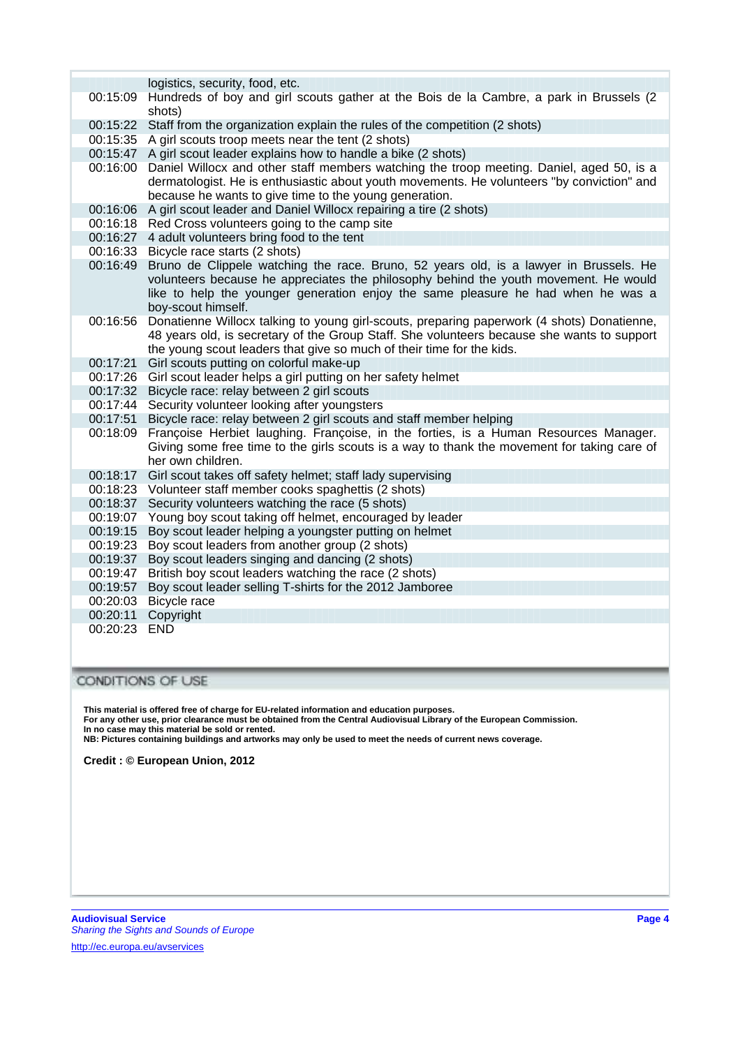| | |
|---|---|
| | logistics, security, food, etc. |
| 00:15:09 | Hundreds of boy and girl scouts gather at the Bois de la Cambre, a park in Brussels (2 shots) |
| 00:15:22 | Staff from the organization explain the rules of the competition (2 shots) |
| 00:15:35 | A girl scouts troop meets near the tent (2 shots) |
| 00:15:47 | A girl scout leader explains how to handle a bike (2 shots) |
| 00:16:00 | Daniel Willocx and other staff members watching the troop meeting. Daniel, aged 50, is a dermatologist. He is enthusiastic about youth movements. He volunteers "by conviction" and because he wants to give time to the young generation. |
| 00:16:06 | A girl scout leader and Daniel Willocx repairing a tire (2 shots) |
| 00:16:18 | Red Cross volunteers going to the camp site |
| 00:16:27 | 4 adult volunteers bring food to the tent |
| 00:16:33 | Bicycle race starts (2 shots) |
| 00:16:49 | Bruno de Clippele watching the race. Bruno, 52 years old, is a lawyer in Brussels. He volunteers because he appreciates the philosophy behind the youth movement. He would like to help the younger generation enjoy the same pleasure he had when he was a boy-scout himself. |
| 00:16:56 | Donatienne Willocx talking to young girl-scouts, preparing paperwork (4 shots) Donatienne, 48 years old, is secretary of the Group Staff. She volunteers because she wants to support the young scout leaders that give so much of their time for the kids. |
| 00:17:21 | Girl scouts putting on colorful make-up |
| 00:17:26 | Girl scout leader helps a girl putting on her safety helmet |
| 00:17:32 | Bicycle race: relay between 2 girl scouts |
| 00:17:44 | Security volunteer looking after youngsters |
| 00:17:51 | Bicycle race: relay between 2 girl scouts and staff member helping |
| 00:18:09 | Françoise Herbiet laughing. Françoise, in the forties, is a Human Resources Manager. Giving some free time to the girls scouts is a way to thank the movement for taking care of her own children. |
| 00:18:17 | Girl scout takes off safety helmet; staff lady supervising |
| 00:18:23 | Volunteer staff member cooks spaghettis (2 shots) |
| 00:18:37 | Security volunteers watching the race (5 shots) |
| 00:19:07 | Young boy scout taking off helmet, encouraged by leader |
| 00:19:15 | Boy scout leader helping a youngster putting on helmet |
| 00:19:23 | Boy scout leaders from another group (2 shots) |
| 00:19:37 | Boy scout leaders singing and dancing (2 shots) |
| 00:19:47 | British boy scout leaders watching the race (2 shots) |
| 00:19:57 | Boy scout leader selling T-shirts for the 2012 Jamboree |
| 00:20:03 | Bicycle race |
| 00:20:11 | Copyright |
| 00:20:23 | END |

## CONDITIONS OF USE

**This material is offered free of charge for EU-related information and education purposes.**
**For any other use, prior clearance must be obtained from the Central Audiovisual Library of the European Commission.**
**In no case may this material be sold or rented.**
**NB: Pictures containing buildings and artworks may only be used to meet the needs of current news coverage.**

**Credit : © European Union, 2012**

**Audiovisual Service**
*Sharing the Sights and Sounds of Europe*
http://ec.europa.eu/avservices